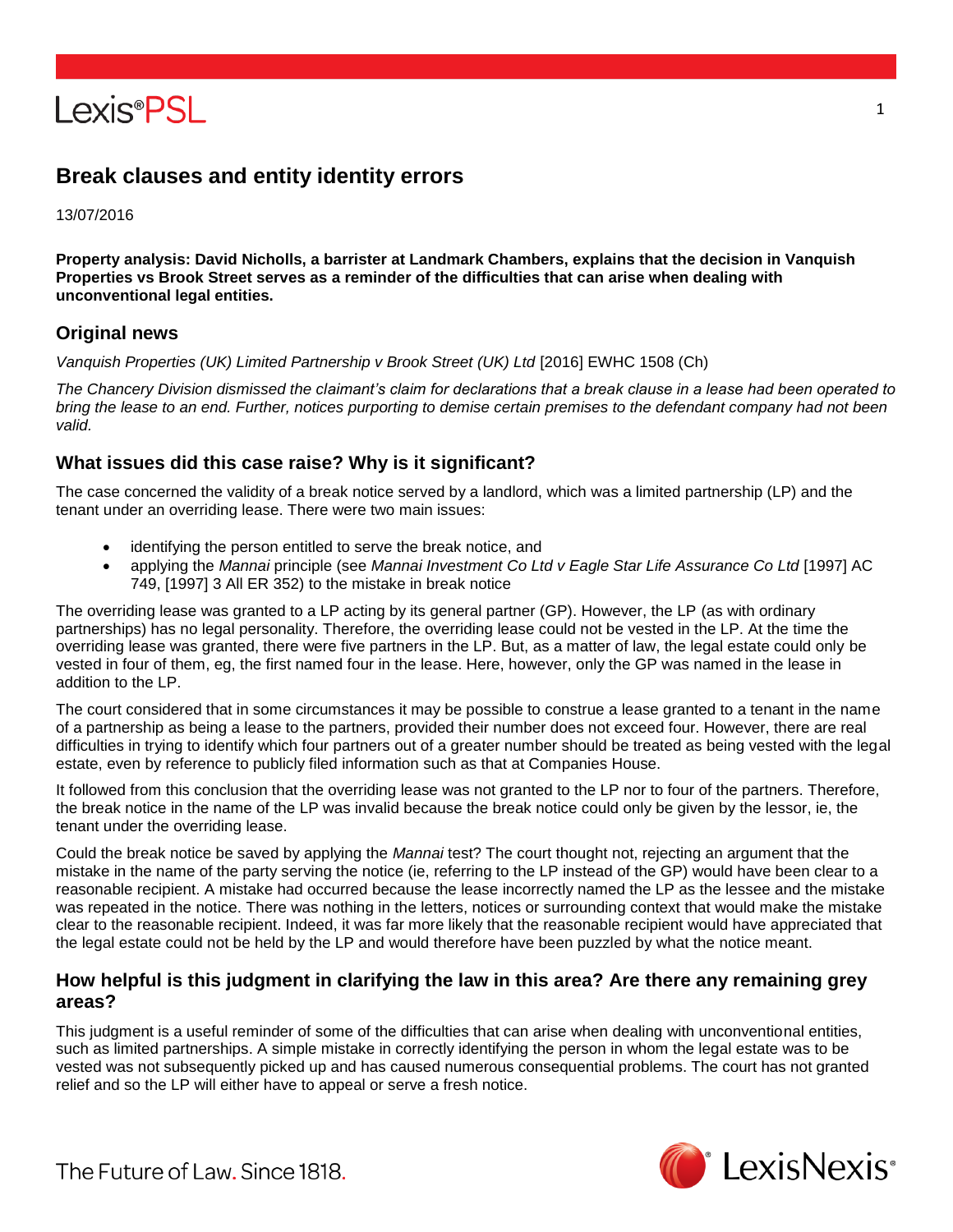# Break clauses and entity identity errors

13/07/2016

**Property analysis: David Nicholls, a barrister at Landmark Chambers, explains that the decision in Vanquish Properties vs Brook Street serves as a reminder of the difficulties that can arise when dealing with unconventional legal entities.**

## Original news

*Vanquish Properties (UK) Limited Partnership v Brook Street (UK) Ltd* [2016] EWHC 1508 (Ch)

*The Chancery Division dismissed the claimant's claim for declarations that a break clause in a lease had been operated to bring the lease to an end. Further, notices purporting to demise certain premises to the defendant company had not been valid.*

## What issues did this case raise? Why is it significant?

The case concerned the validity of a break notice served by a landlord, which was a limited partnership (LP) and the tenant under an overriding lease. There were two main issues:

- identifying the person entitled to serve the break notice, and
- applying the *Mannai* principle (see *Mannai Investment Co Ltd v Eagle Star Life Assurance Co Ltd* [1997] AC 749, [1997] 3 All ER 352) to the mistake in break notice

The overriding lease was granted to a LP acting by its general partner (GP). However, the LP (as with ordinary partnerships) has no legal personality. Therefore, the overriding lease could not be vested in the LP. At the time the overriding lease was granted, there were five partners in the LP. But, as a matter of law, the legal estate could only be vested in four of them, eg, the first named four in the lease. Here, however, only the GP was named in the lease in addition to the LP.

The court considered that in some circumstances it may be possible to construe a lease granted to a tenant in the name of a partnership as being a lease to the partners, provided their number does not exceed four. However, there are real difficulties in trying to identify which four partners out of a greater number should be treated as being vested with the legal estate, even by reference to publicly filed information such as that at Companies House.

It followed from this conclusion that the overriding lease was not granted to the LP nor to four of the partners. Therefore, the break notice in the name of the LP was invalid because the break notice could only be given by the lessor, ie, the tenant under the overriding lease.

Could the break notice be saved by applying the *Mannai* test? The court thought not, rejecting an argument that the mistake in the name of the party serving the notice (ie, referring to the LP instead of the GP) would have been clear to a reasonable recipient. A mistake had occurred because the lease incorrectly named the LP as the lessee and the mistake was repeated in the notice. There was nothing in the letters, notices or surrounding context that would make the mistake clear to the reasonable recipient. Indeed, it was far more likely that the reasonable recipient would have appreciated that the legal estate could not be held by the LP and would therefore have been puzzled by what the notice meant.

## How helpful is this judgment in clarifying the law in this area? Are there any remaining grey areas?

This judgment is a useful reminder of some of the difficulties that can arise when dealing with unconventional entities, such as limited partnerships. A simple mistake in correctly identifying the person in whom the legal estate was to be vested was not subsequently picked up and has caused numerous consequential problems. The court has not granted relief and so the LP will either have to appeal or serve a fresh notice.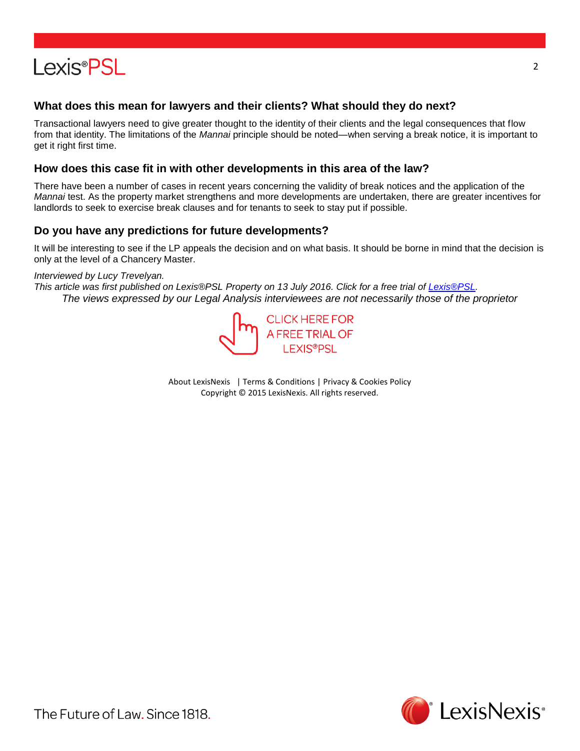## What does this mean for lawyers and their clients? What should they do next?

Transactional lawyers need to give greater thought to the identity of their clients and the legal consequences that flow from that identity. The limitations of the *Mannai* principle should be noted—when serving a break notice, it is important to get it right first time.

## How does this case fit in with other developments in this area of the law?

There have been a number of cases in recent years concerning the validity of break notices and the application of the *Mannai* test. As the property market strengthens and more developments are undertaken, there are greater incentives for landlords to seek to exercise break clauses and for tenants to seek to stay put if possible.

## Do you have any predictions for future developments?

It will be interesting to see if the LP appeals the decision and on what basis. It should be borne in mind that the decision is only at the level of a Chancery Master.

*Interviewed by Lucy Trevelyan.*

*This article was first published on Lexis®PSL Property on 13 July 2016. Click for a free trial of [Lexis®PSL](Lexis®PSL).*

*The views expressed by our Legal Analysis interviewees are not necessarily those of the proprietor*

CLICK HERE FOR A FREE TRIAL OF LEXIS®PSL

About LexisNexis | Terms & Conditions | Privacy & Cookies Policy

Copyright © 2015 LexisNexis. All rights reserved.